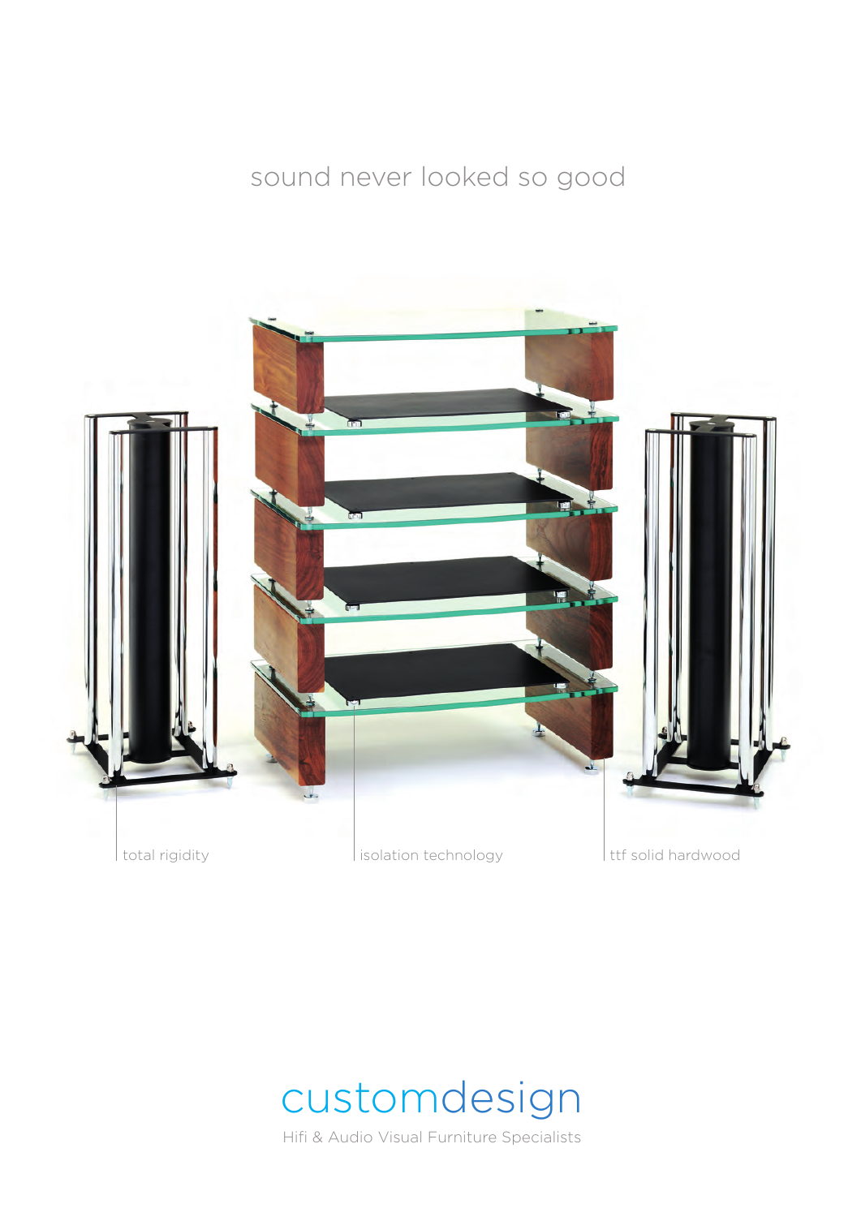sound never looked so good

total rigidity

isolation technology

ttf solid hardwood

# customdesign

Hifi & Audio Visual Furniture Specialists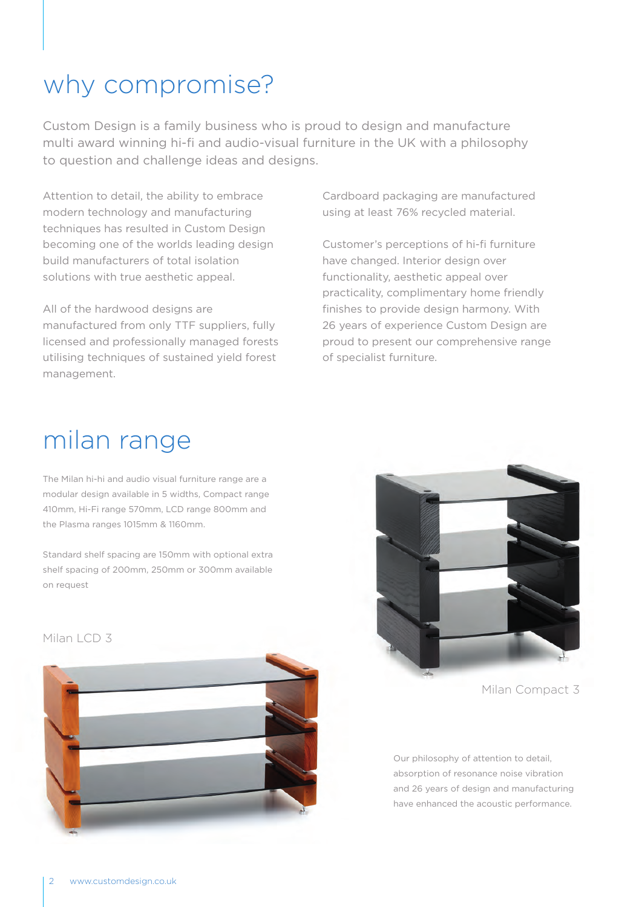# why compromise?

Custom Design is a family business who is proud to design and manufacture multi award winning hi-fi and audio-visual furniture in the UK with a philosophy to question and challenge ideas and designs.

Attention to detail, the ability to embrace modern technology and manufacturing techniques has resulted in Custom Design becoming one of the worlds leading design build manufacturers of total isolation solutions with true aesthetic appeal.

All of the hardwood designs are manufactured from only TTF suppliers, fully licensed and professionally managed forests utilising techniques of sustained yield forest management.

Cardboard packaging are manufactured using at least 76% recycled material.

Customer's perceptions of hi-fi furniture have changed. Interior design over functionality, aesthetic appeal over practicality, complimentary home friendly finishes to provide design harmony. With 26 years of experience Custom Design are proud to present our comprehensive range of specialist furniture.

# milan range

The Milan hi-hi and audio visual furniture range are a modular design available in 5 widths, Compact range 410mm, Hi-Fi range 570mm, LCD range 800mm and the Plasma ranges 1015mm & 1160mm.

Standard shelf spacing are 150mm with optional extra shelf spacing of 200mm, 250mm or 300mm available on request

Milan LCD 3

Milan Compact 3

Our philosophy of attention to detail, absorption of resonance noise vibration and 26 years of design and manufacturing have enhanced the acoustic performance.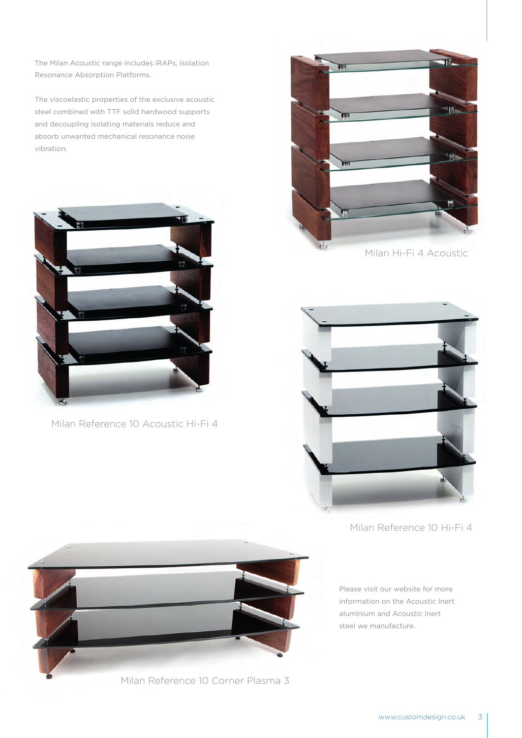The Milan Acoustic range includes iRAPs, Isolation Resonance Absorption Platforms.

The viscoelastic properties of the exclusive acoustic steel combined with TTF solid hardwood supports and decoupling isolating materials reduce and absorb unwanted mechanical resonance noise vibration.

Milan Hi-Fi 4 Acoustic

Milan Reference 10 Acoustic Hi-Fi 4

Milan Reference 10 Hi-Fi 4

Milan Reference 10 Corner Plasma 3

Please visit our website for more information on the Acoustic Inert aluminium and Acoustic Inert steel we manufacture.

www.customdesign.co.uk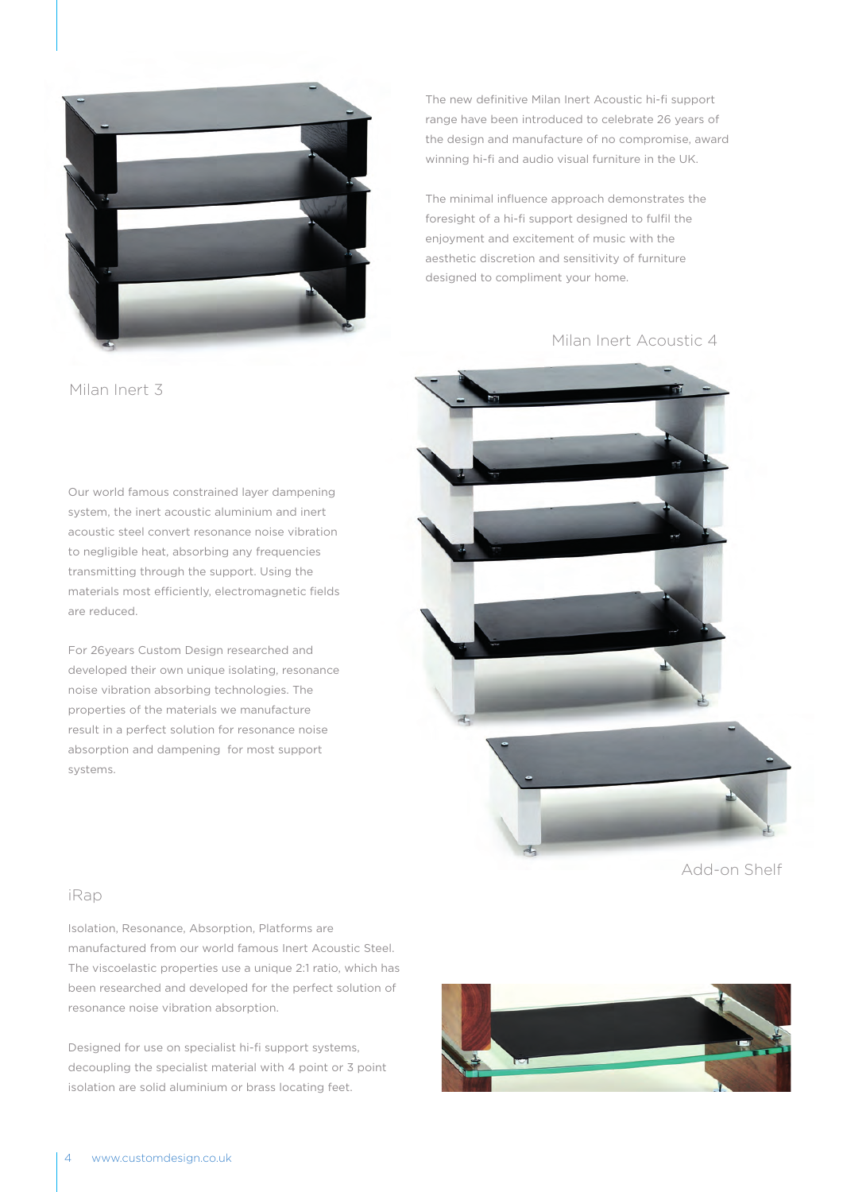The new definitive Milan Inert Acoustic hi-fi support range have been introduced to celebrate 26 years of the design and manufacture of no compromise, award winning hi-fi and audio visual furniture in the UK.

The minimal influence approach demonstrates the foresight of a hi-fi support designed to fulfil the enjoyment and excitement of music with the aesthetic discretion and sensitivity of furniture designed to compliment your home.

Milan Inert 3

Milan Inert Acoustic 4

Our world famous constrained layer dampening system, the inert acoustic aluminium and inert acoustic steel convert resonance noise vibration to negligible heat, absorbing any frequencies transmitting through the support. Using the materials most efficiently, electromagnetic fields are reduced.

For 26years Custom Design researched and developed their own unique isolating, resonance noise vibration absorbing technologies. The properties of the materials we manufacture result in a perfect solution for resonance noise absorption and dampening for most support systems.

Add-on Shelf

## iRap

Isolation, Resonance, Absorption, Platforms are manufactured from our world famous Inert Acoustic Steel. The viscoelastic properties use a unique 2:1 ratio, which has been researched and developed for the perfect solution of resonance noise vibration absorption.

Designed for use on specialist hi-fi support systems, decoupling the specialist material with 4 point or 3 point isolation are solid aluminium or brass locating feet.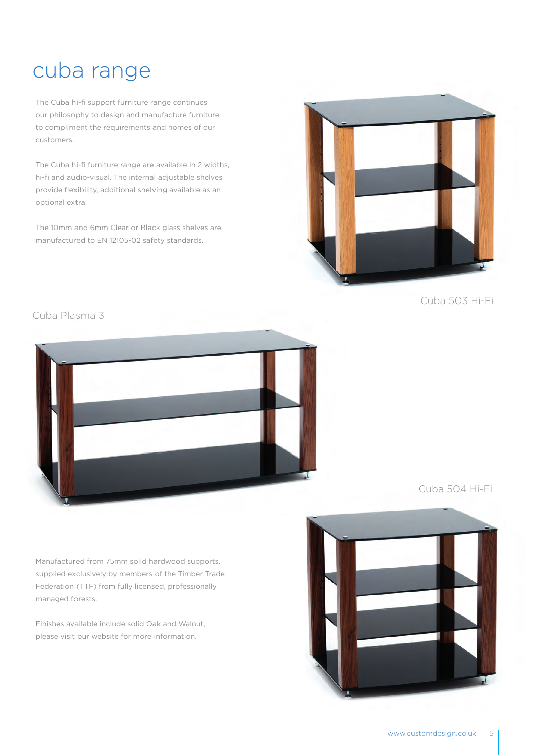# cuba range

The Cuba hi-fi support furniture range continues our philosophy to design and manufacture furniture to compliment the requirements and homes of our customers.

The Cuba hi-fi furniture range are available in 2 widths, hi-fi and audio-visual. The internal adjustable shelves provide flexibility, additional shelving available as an optional extra.

The 10mm and 6mm Clear or Black glass shelves are manufactured to EN 12105-02 safety standards.

Cuba 503 Hi-Fi

Cuba Plasma 3

Cuba 504 Hi-Fi

Manufactured from 75mm solid hardwood supports, supplied exclusively by members of the Timber Trade Federation (TTF) from fully licensed, professionally managed forests.

Finishes available include solid Oak and Walnut, please visit our website for more information.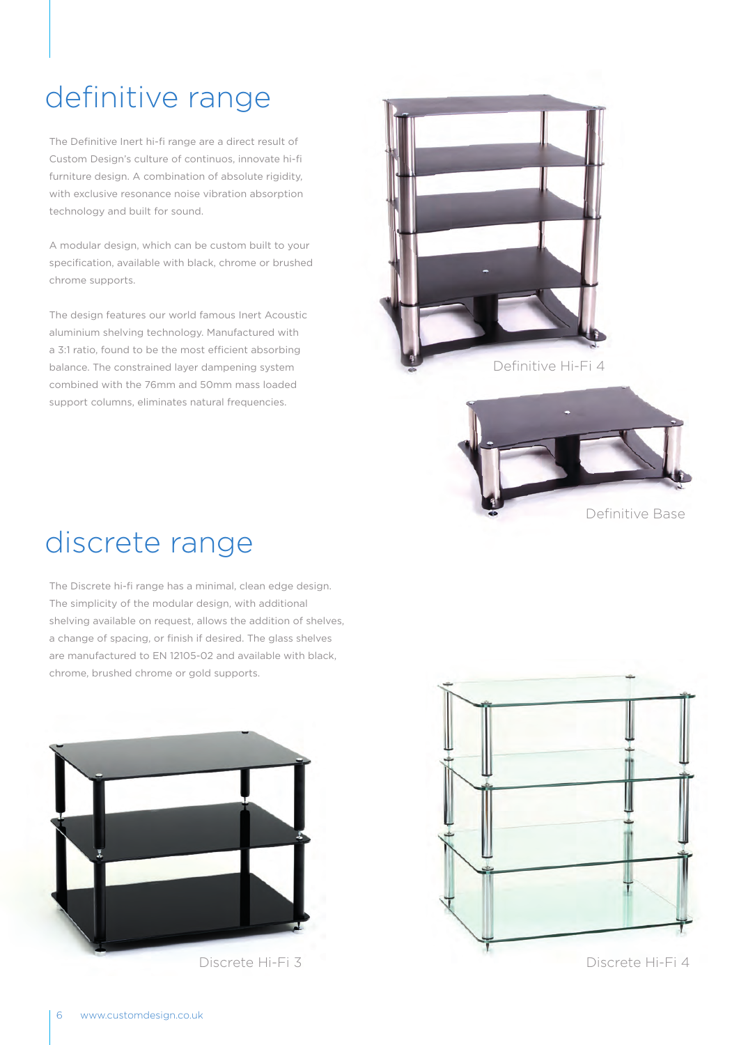# definitive range

The Definitive Inert hi-fi range are a direct result of Custom Design's culture of continuos, innovate hi-fi furniture design. A combination of absolute rigidity, with exclusive resonance noise vibration absorption technology and built for sound.

A modular design, which can be custom built to your specification, available with black, chrome or brushed chrome supports.

The design features our world famous Inert Acoustic aluminium shelving technology. Manufactured with a 3:1 ratio, found to be the most efficient absorbing balance. The constrained layer dampening system combined with the 76mm and 50mm mass loaded support columns, eliminates natural frequencies.

Definitive Hi-Fi 4

Definitive Base

# discrete range

The Discrete hi-fi range has a minimal, clean edge design. The simplicity of the modular design, with additional shelving available on request, allows the addition of shelves, a change of spacing, or finish if desired. The glass shelves are manufactured to EN 12105-02 and available with black, chrome, brushed chrome or gold supports.

Discrete Hi-Fi 3

Discrete Hi-Fi 4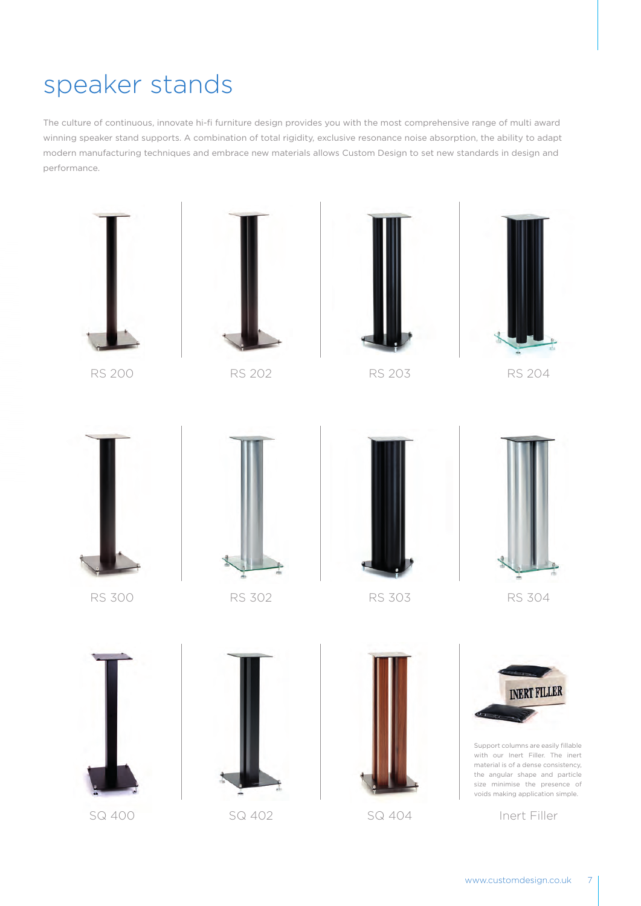# speaker stands

The culture of continuous, innovate hi-fi furniture design provides you with the most comprehensive range of multi award winning speaker stand supports. A combination of total rigidity, exclusive resonance noise absorption, the ability to adapt modern manufacturing techniques and embrace new materials allows Custom Design to set new standards in design and performance.

RS 200

RS 202

RS 203

RS 204

RS 300

RS 302

RS 303

RS 304

SQ 400

SQ 402

SQ 404

Support columns are easily fillable with our Inert Filler. The inert material is of a dense consistency, the angular shape and particle size minimise the presence of voids making application simple.

Inert Filler

www.customdesign.co.uk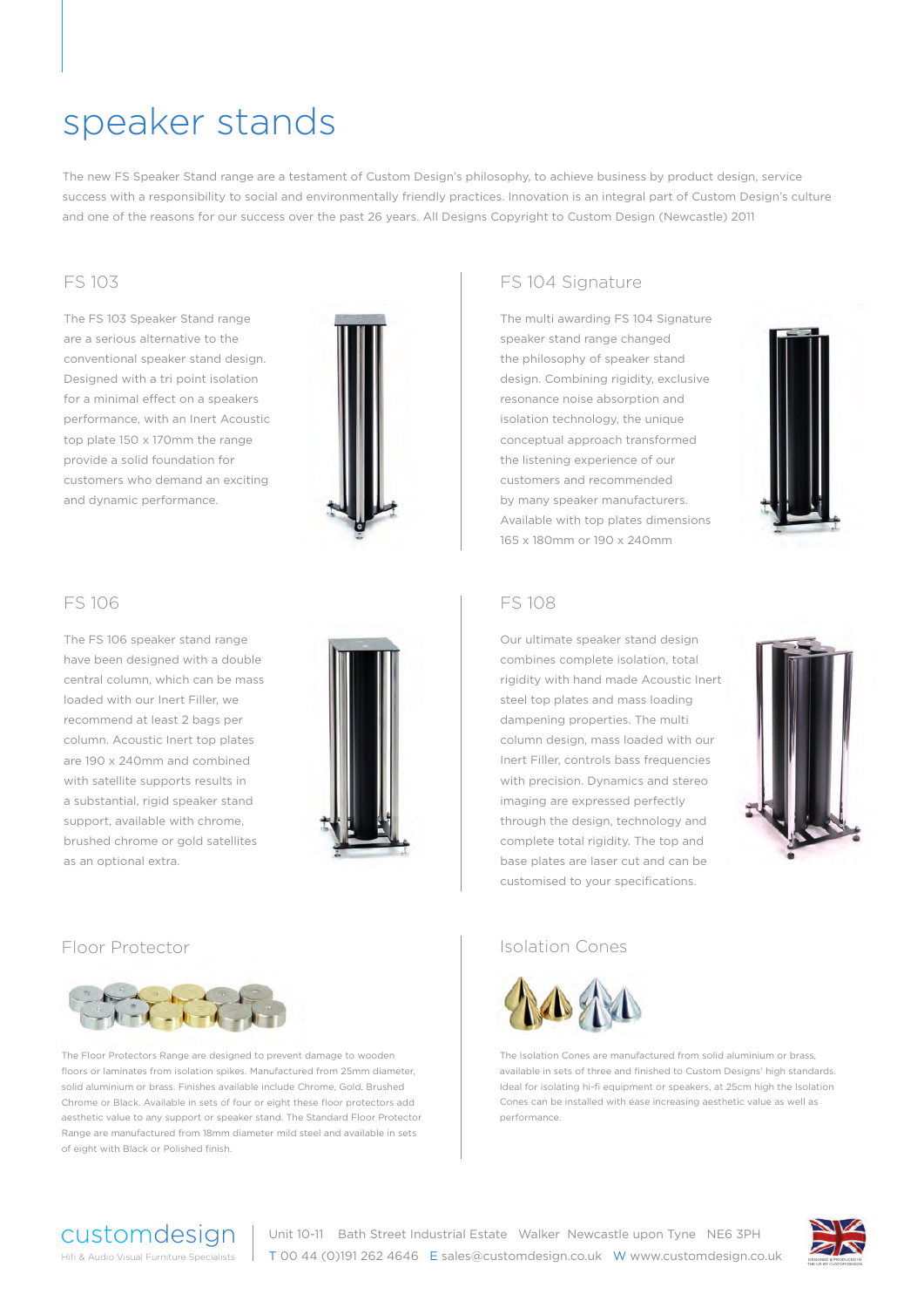# speaker stands

The new FS Speaker Stand range are a testament of Custom Design's philosophy, to achieve business by product design, service success with a responsibility to social and environmentally friendly practices. Innovation is an integral part of Custom Design's culture and one of the reasons for our success over the past 26 years. All Designs Copyright to Custom Design (Newcastle) 2011

## FS 103

The FS 103 Speaker Stand range are a serious alternative to the conventional speaker stand design. Designed with a tri point isolation for a minimal effect on a speakers performance, with an Inert Acoustic top plate 150 x 170mm the range provide a solid foundation for customers who demand an exciting and dynamic performance.

## FS 104 Signature

The multi awarding FS 104 Signature speaker stand range changed the philosophy of speaker stand design. Combining rigidity, exclusive resonance noise absorption and isolation technology, the unique conceptual approach transformed the listening experience of our customers and recommended by many speaker manufacturers. Available with top plates dimensions 165 x 180mm or 190 x 240mm

## FS 106

The FS 106 speaker stand range have been designed with a double central column, which can be mass loaded with our Inert Filler, we recommend at least 2 bags per column. Acoustic Inert top plates are 190 x 240mm and combined with satellite supports results in a substantial, rigid speaker stand support, available with chrome, brushed chrome or gold satellites as an optional extra.

## FS 108

Our ultimate speaker stand design combines complete isolation, total rigidity with hand made Acoustic Inert steel top plates and mass loading dampening properties. The multi column design, mass loaded with our Inert Filler, controls bass frequencies with precision. Dynamics and stereo imaging are expressed perfectly through the design, technology and complete total rigidity. The top and base plates are laser cut and can be customised to your specifications.

## Floor Protector

The Floor Protectors Range are designed to prevent damage to wooden floors or laminates from isolation spikes. Manufactured from 25mm diameter, solid aluminium or brass. Finishes available include Chrome, Gold, Brushed Chrome or Black. Available in sets of four or eight these floor protectors add aesthetic value to any support or speaker stand. The Standard Floor Protector Range are manufactured from 18mm diameter mild steel and available in sets of eight with Black or Polished finish.

## Isolation Cones

The Isolation Cones are manufactured from solid aluminium or brass, available in sets of three and finished to Custom Designs' high standards. Ideal for isolating hi-fi equipment or speakers, at 25cm high the Isolation Cones can be installed with ease increasing aesthetic value as well as performance.

customdesign
Hifi & Audio Visual Furniture Specialists

Unit 10-11 Bath Street Industrial Estate Walker Newcastle upon Tyne NE6 3PH
T 00 44 (0)191 262 4646 E sales@customdesign.co.uk W www.customdesign.co.uk

DESIGNED & PRODUCED IN THE UK BY CUSTOMDESIGN